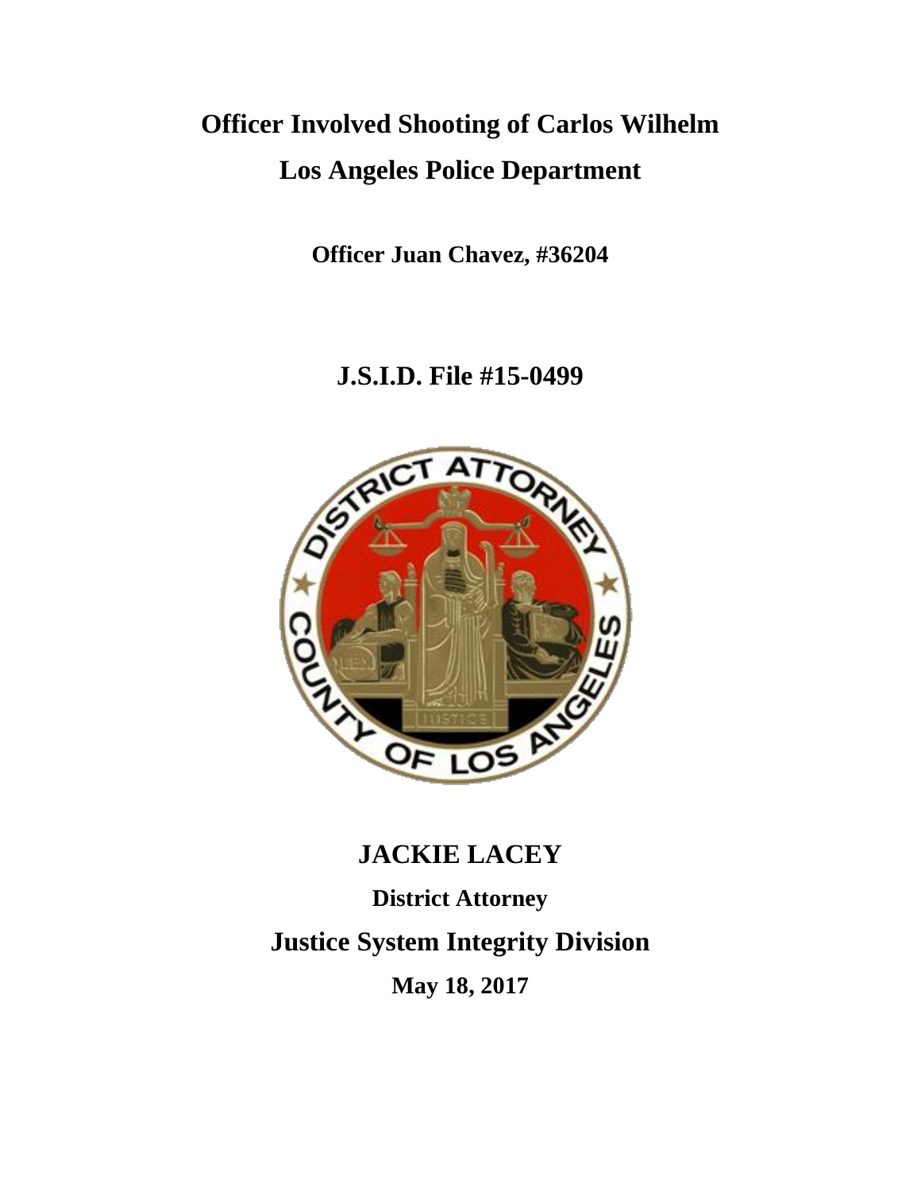# Officer Involved Shooting of Carlos Wilhelm

# Los Angeles Police Department

**Officer Juan Chavez, #36204**

## J.S.I.D. File #15-0499

## JACKIE LACEY

**District Attorney**

## Justice System Integrity Division

**May 18, 2017**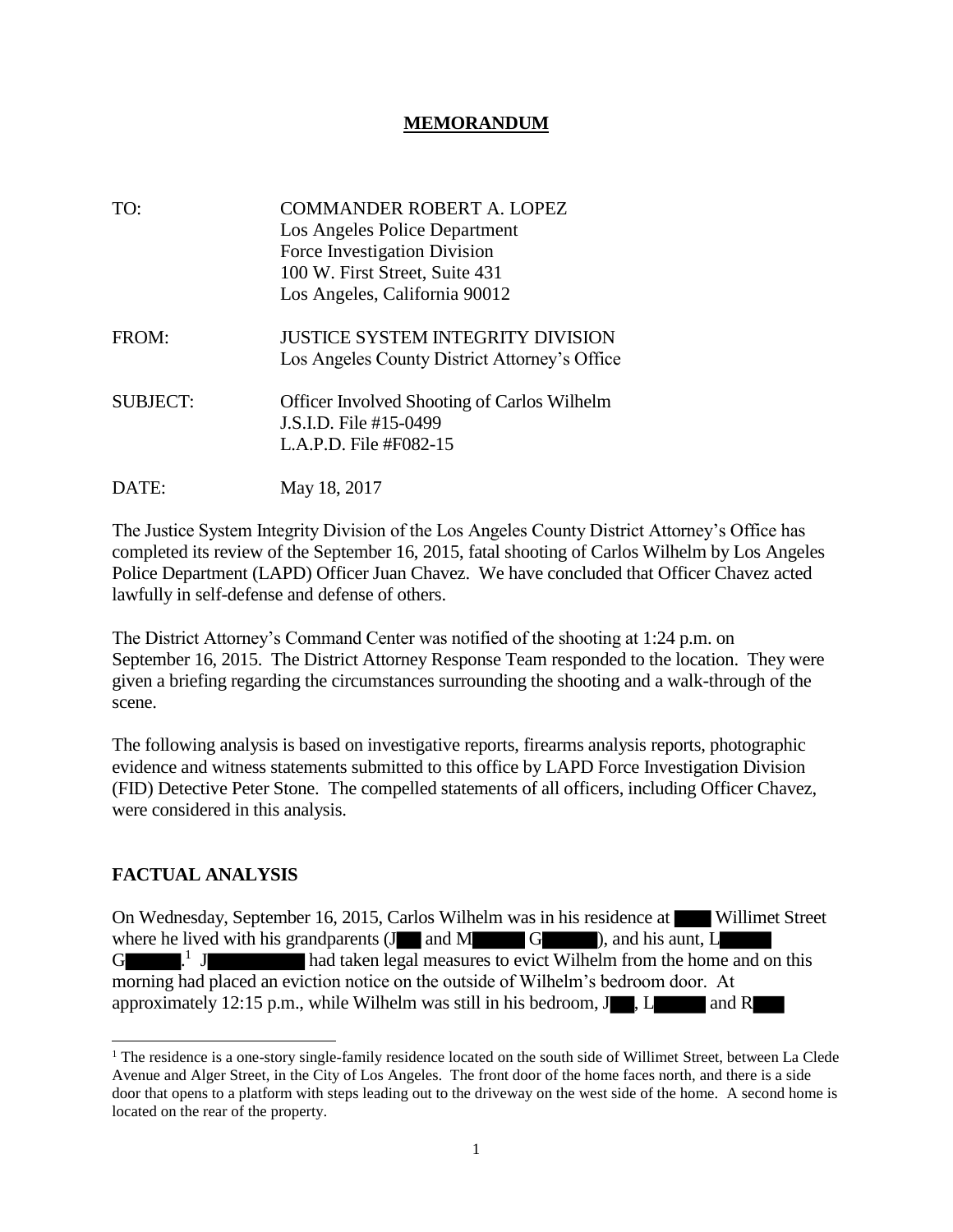**MEMORANDUM**

TO: COMMANDER ROBERT A. LOPEZ
Los Angeles Police Department
Force Investigation Division
100 W. First Street, Suite 431
Los Angeles, California 90012

FROM: JUSTICE SYSTEM INTEGRITY DIVISION
Los Angeles County District Attorney's Office

SUBJECT: Officer Involved Shooting of Carlos Wilhelm
J.S.I.D. File #15-0499
L.A.P.D. File #F082-15

DATE: May 18, 2017

The Justice System Integrity Division of the Los Angeles County District Attorney's Office has completed its review of the September 16, 2015, fatal shooting of Carlos Wilhelm by Los Angeles Police Department (LAPD) Officer Juan Chavez. We have concluded that Officer Chavez acted lawfully in self-defense and defense of others.

The District Attorney's Command Center was notified of the shooting at 1:24 p.m. on September 16, 2015. The District Attorney Response Team responded to the location. They were given a briefing regarding the circumstances surrounding the shooting and a walk-through of the scene.

The following analysis is based on investigative reports, firearms analysis reports, photographic evidence and witness statements submitted to this office by LAPD Force Investigation Division (FID) Detective Peter Stone. The compelled statements of all officers, including Officer Chavez, were considered in this analysis.

## FACTUAL ANALYSIS

On Wednesday, September 16, 2015, Carlos Wilhelm was in his residence at ████ Willimet Street where he lived with his grandparents (J███ and M█████ G██████), and his aunt, L█████ G██████.[1] J██████████ had taken legal measures to evict Wilhelm from the home and on this morning had placed an eviction notice on the outside of Wilhelm's bedroom door. At approximately 12:15 p.m., while Wilhelm was still in his bedroom, J███, L█████ and R███

[1] The residence is a one-story single-family residence located on the south side of Willimet Street, between La Clede Avenue and Alger Street, in the City of Los Angeles. The front door of the home faces north, and there is a side door that opens to a platform with steps leading out to the driveway on the west side of the home. A second home is located on the rear of the property.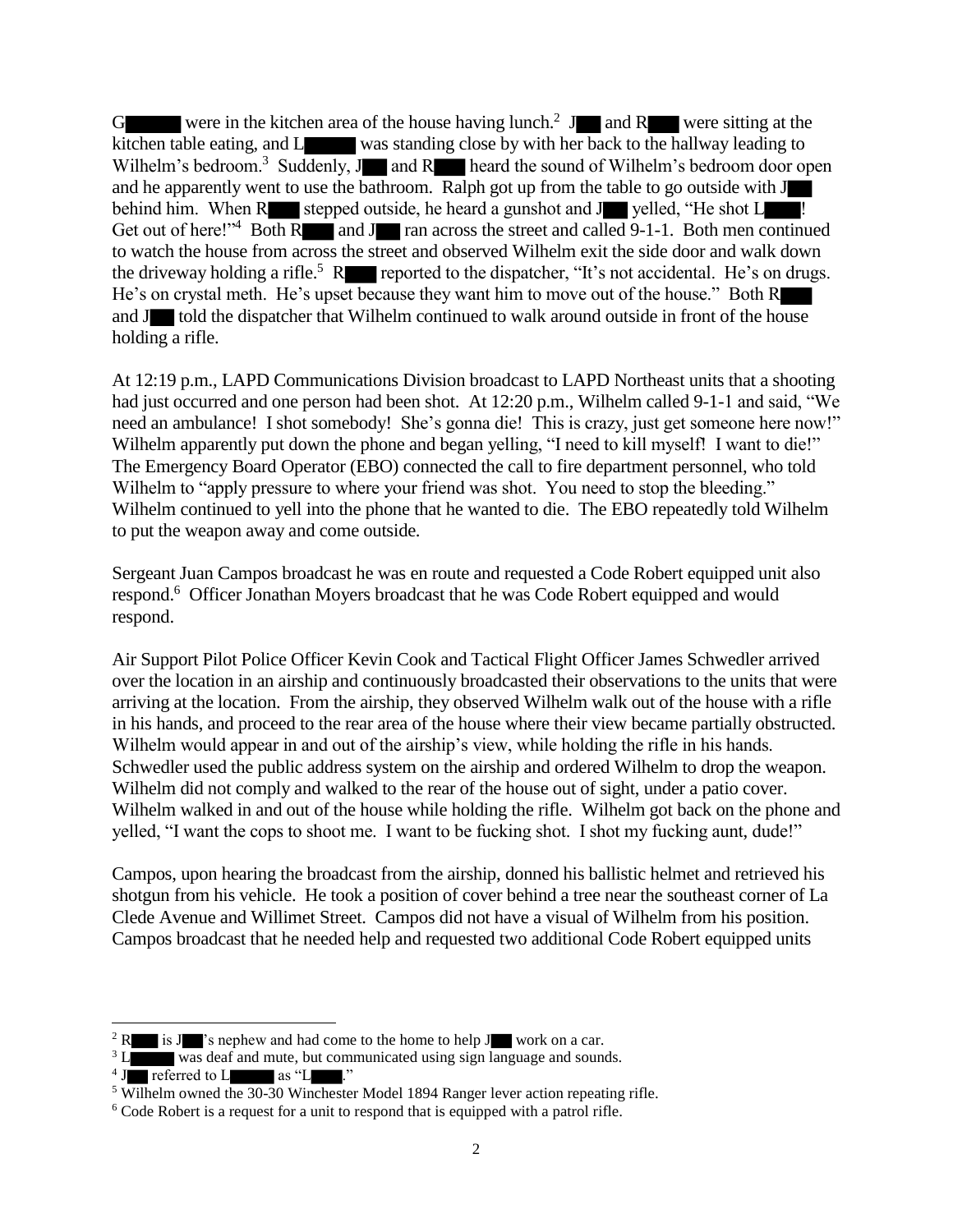G████ were in the kitchen area of the house having lunch.[2] J██ and R███ were sitting at the kitchen table eating, and L█████ was standing close by with her back to the hallway leading to Wilhelm's bedroom.[3] Suddenly, J██ and R███ heard the sound of Wilhelm's bedroom door open and he apparently went to use the bathroom. Ralph got up from the table to go outside with J██ behind him. When R███ stepped outside, he heard a gunshot and J██ yelled, "He shot L████! Get out of here!"[4] Both R███ and J██ ran across the street and called 9-1-1. Both men continued to watch the house from across the street and observed Wilhelm exit the side door and walk down the driveway holding a rifle.[5] R███ reported to the dispatcher, "It's not accidental. He's on drugs. He's on crystal meth. He's upset because they want him to move out of the house." Both R███ and J██ told the dispatcher that Wilhelm continued to walk around outside in front of the house holding a rifle.

At 12:19 p.m., LAPD Communications Division broadcast to LAPD Northeast units that a shooting had just occurred and one person had been shot. At 12:20 p.m., Wilhelm called 9-1-1 and said, "We need an ambulance! I shot somebody! She's gonna die! This is crazy, just get someone here now!" Wilhelm apparently put down the phone and began yelling, "I need to kill myself! I want to die!" The Emergency Board Operator (EBO) connected the call to fire department personnel, who told Wilhelm to "apply pressure to where your friend was shot. You need to stop the bleeding." Wilhelm continued to yell into the phone that he wanted to die. The EBO repeatedly told Wilhelm to put the weapon away and come outside.

Sergeant Juan Campos broadcast he was en route and requested a Code Robert equipped unit also respond.[6] Officer Jonathan Moyers broadcast that he was Code Robert equipped and would respond.

Air Support Pilot Police Officer Kevin Cook and Tactical Flight Officer James Schwedler arrived over the location in an airship and continuously broadcasted their observations to the units that were arriving at the location. From the airship, they observed Wilhelm walk out of the house with a rifle in his hands, and proceed to the rear area of the house where their view became partially obstructed. Wilhelm would appear in and out of the airship's view, while holding the rifle in his hands. Schwedler used the public address system on the airship and ordered Wilhelm to drop the weapon. Wilhelm did not comply and walked to the rear of the house out of sight, under a patio cover. Wilhelm walked in and out of the house while holding the rifle. Wilhelm got back on the phone and yelled, "I want the cops to shoot me. I want to be fucking shot. I shot my fucking aunt, dude!"

Campos, upon hearing the broadcast from the airship, donned his ballistic helmet and retrieved his shotgun from his vehicle. He took a position of cover behind a tree near the southeast corner of La Clede Avenue and Willimet Street. Campos did not have a visual of Wilhelm from his position. Campos broadcast that he needed help and requested two additional Code Robert equipped units

---

[2] R███ is J██'s nephew and had come to the home to help J██ work on a car.

[3] L█████ was deaf and mute, but communicated using sign language and sounds.

[4] J██ referred to L█████ as "L████."

[5] Wilhelm owned the 30-30 Winchester Model 1894 Ranger lever action repeating rifle.

[6] Code Robert is a request for a unit to respond that is equipped with a patrol rifle.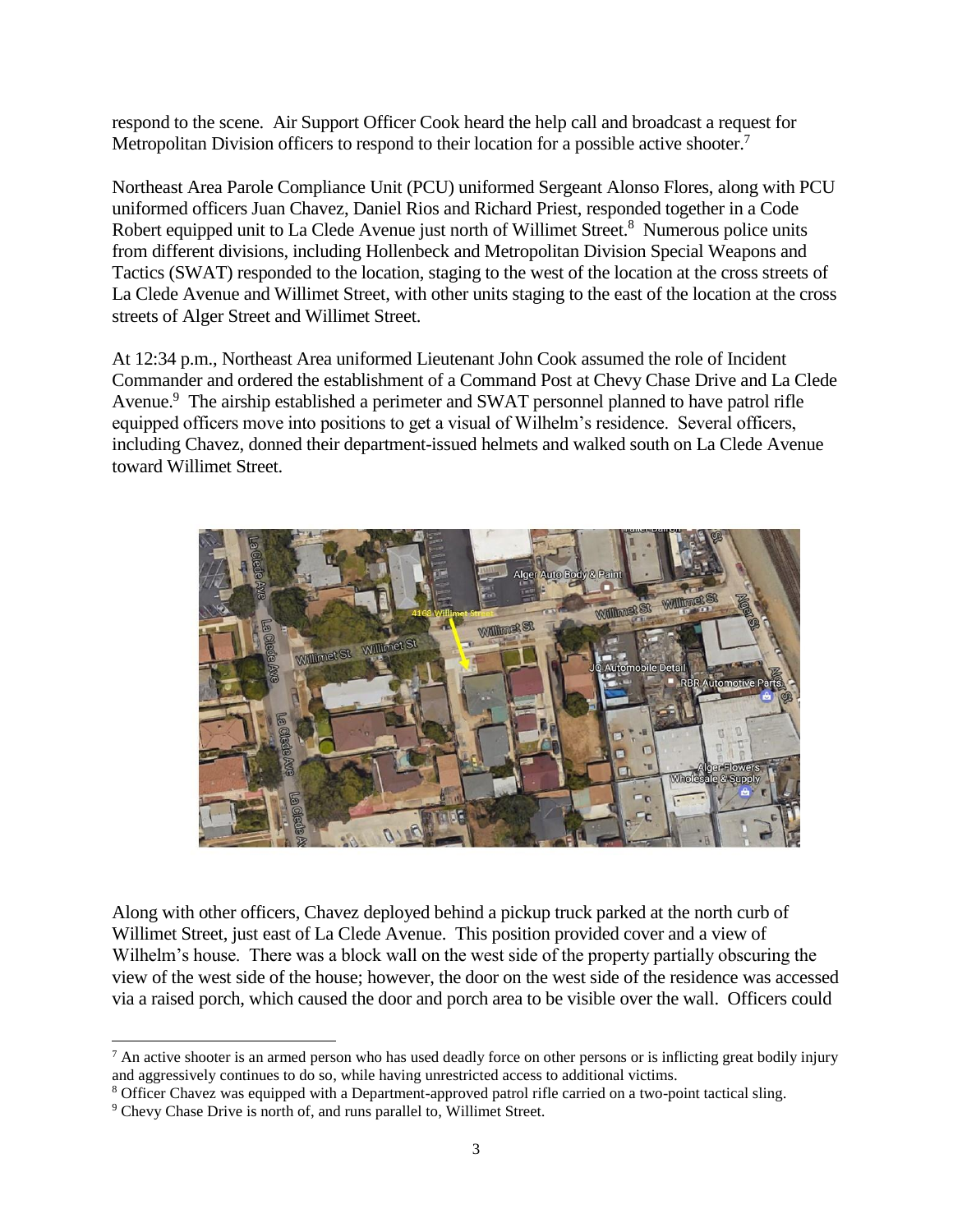respond to the scene. Air Support Officer Cook heard the help call and broadcast a request for Metropolitan Division officers to respond to their location for a possible active shooter.[7]

Northeast Area Parole Compliance Unit (PCU) uniformed Sergeant Alonso Flores, along with PCU uniformed officers Juan Chavez, Daniel Rios and Richard Priest, responded together in a Code Robert equipped unit to La Clede Avenue just north of Willimet Street.[8] Numerous police units from different divisions, including Hollenbeck and Metropolitan Division Special Weapons and Tactics (SWAT) responded to the location, staging to the west of the location at the cross streets of La Clede Avenue and Willimet Street, with other units staging to the east of the location at the cross streets of Alger Street and Willimet Street.

At 12:34 p.m., Northeast Area uniformed Lieutenant John Cook assumed the role of Incident Commander and ordered the establishment of a Command Post at Chevy Chase Drive and La Clede Avenue.[9] The airship established a perimeter and SWAT personnel planned to have patrol rifle equipped officers move into positions to get a visual of Wilhelm's residence. Several officers, including Chavez, donned their department-issued helmets and walked south on La Clede Avenue toward Willimet Street.

Along with other officers, Chavez deployed behind a pickup truck parked at the north curb of Willimet Street, just east of La Clede Avenue. This position provided cover and a view of Wilhelm's house. There was a block wall on the west side of the property partially obscuring the view of the west side of the house; however, the door on the west side of the residence was accessed via a raised porch, which caused the door and porch area to be visible over the wall. Officers could

---

[7] An active shooter is an armed person who has used deadly force on other persons or is inflicting great bodily injury and aggressively continues to do so, while having unrestricted access to additional victims.

[8] Officer Chavez was equipped with a Department-approved patrol rifle carried on a two-point tactical sling.

[9] Chevy Chase Drive is north of, and runs parallel to, Willimet Street.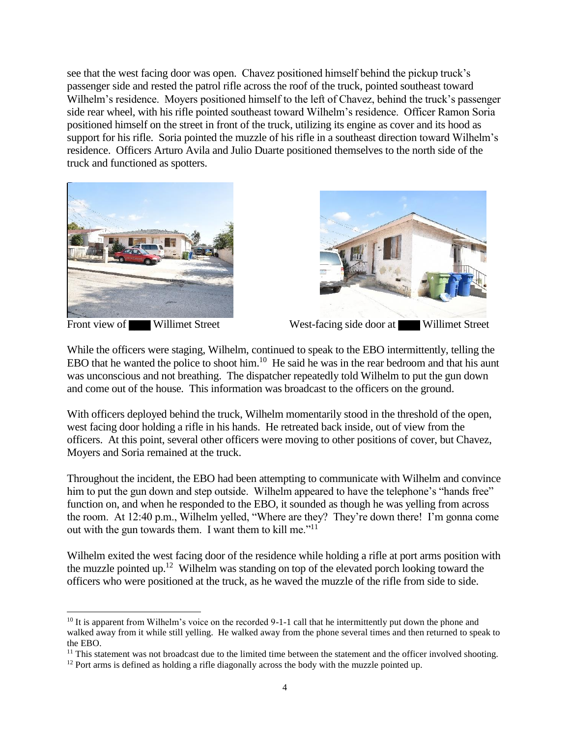see that the west facing door was open. Chavez positioned himself behind the pickup truck's passenger side and rested the patrol rifle across the roof of the truck, pointed southeast toward Wilhelm's residence. Moyers positioned himself to the left of Chavez, behind the truck's passenger side rear wheel, with his rifle pointed southeast toward Wilhelm's residence. Officer Ramon Soria positioned himself on the street in front of the truck, utilizing its engine as cover and its hood as support for his rifle. Soria pointed the muzzle of his rifle in a southeast direction toward Wilhelm's residence. Officers Arturo Avila and Julio Duarte positioned themselves to the north side of the truck and functioned as spotters.

Front view of ███ Willimet Street

West-facing side door at ███ Willimet Street

While the officers were staging, Wilhelm, continued to speak to the EBO intermittently, telling the EBO that he wanted the police to shoot him.[10] He said he was in the rear bedroom and that his aunt was unconscious and not breathing. The dispatcher repeatedly told Wilhelm to put the gun down and come out of the house. This information was broadcast to the officers on the ground.

With officers deployed behind the truck, Wilhelm momentarily stood in the threshold of the open, west facing door holding a rifle in his hands. He retreated back inside, out of view from the officers. At this point, several other officers were moving to other positions of cover, but Chavez, Moyers and Soria remained at the truck.

Throughout the incident, the EBO had been attempting to communicate with Wilhelm and convince him to put the gun down and step outside. Wilhelm appeared to have the telephone's "hands free" function on, and when he responded to the EBO, it sounded as though he was yelling from across the room. At 12:40 p.m., Wilhelm yelled, "Where are they? They're down there! I'm gonna come out with the gun towards them. I want them to kill me."[11]

Wilhelm exited the west facing door of the residence while holding a rifle at port arms position with the muzzle pointed up.[12] Wilhelm was standing on top of the elevated porch looking toward the officers who were positioned at the truck, as he waved the muzzle of the rifle from side to side.

---

[10] It is apparent from Wilhelm's voice on the recorded 9-1-1 call that he intermittently put down the phone and walked away from it while still yelling. He walked away from the phone several times and then returned to speak to the EBO.

[11] This statement was not broadcast due to the limited time between the statement and the officer involved shooting.

[12] Port arms is defined as holding a rifle diagonally across the body with the muzzle pointed up.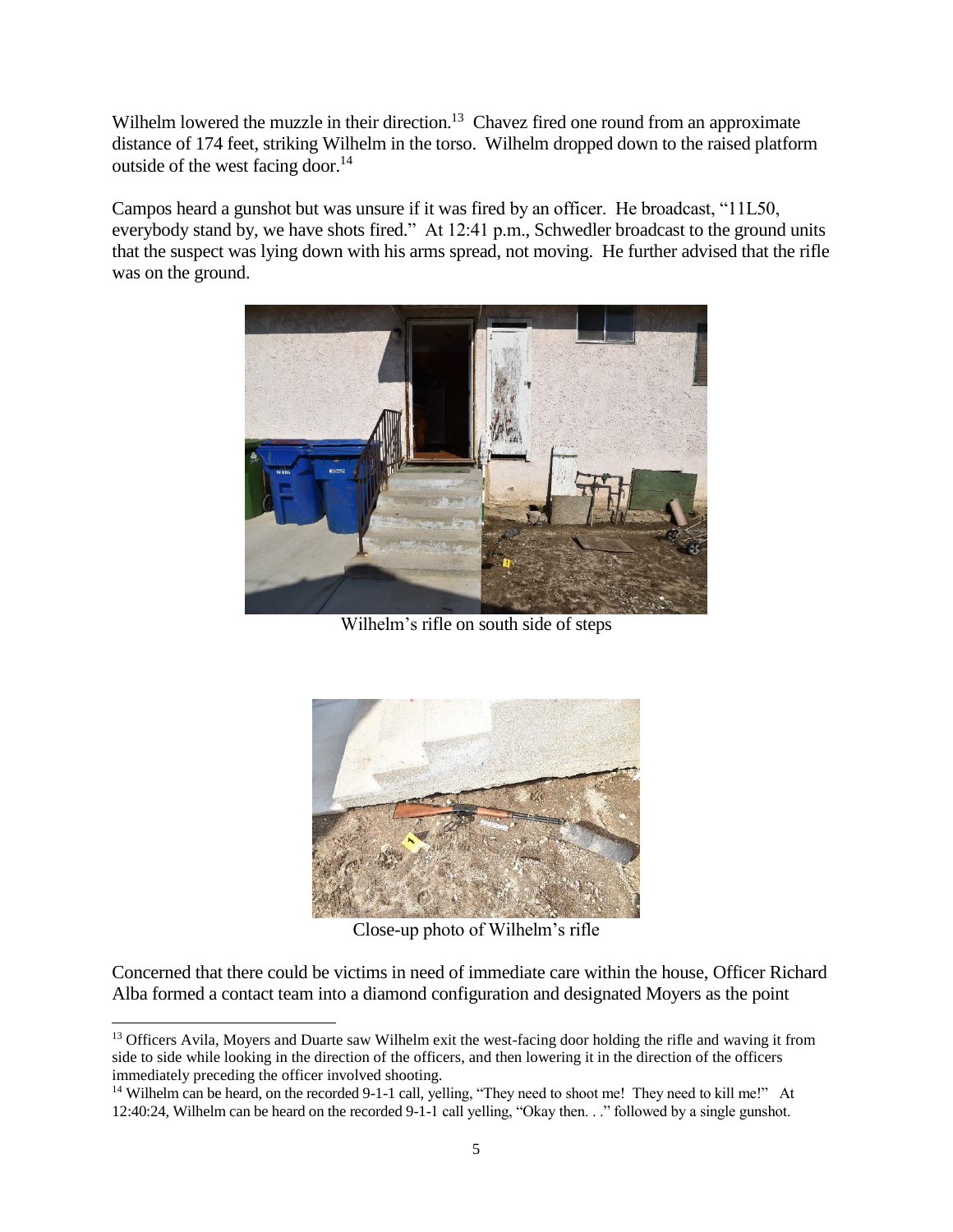Wilhelm lowered the muzzle in their direction.[13] Chavez fired one round from an approximate distance of 174 feet, striking Wilhelm in the torso. Wilhelm dropped down to the raised platform outside of the west facing door.[14]

Campos heard a gunshot but was unsure if it was fired by an officer. He broadcast, "11L50, everybody stand by, we have shots fired." At 12:41 p.m., Schwedler broadcast to the ground units that the suspect was lying down with his arms spread, not moving. He further advised that the rifle was on the ground.

Wilhelm's rifle on south side of steps

Close-up photo of Wilhelm's rifle

Concerned that there could be victims in need of immediate care within the house, Officer Richard Alba formed a contact team into a diamond configuration and designated Moyers as the point

---

[13] Officers Avila, Moyers and Duarte saw Wilhelm exit the west-facing door holding the rifle and waving it from side to side while looking in the direction of the officers, and then lowering it in the direction of the officers immediately preceding the officer involved shooting.

[14] Wilhelm can be heard, on the recorded 9-1-1 call, yelling, "They need to shoot me! They need to kill me!" At 12:40:24, Wilhelm can be heard on the recorded 9-1-1 call yelling, "Okay then. . ." followed by a single gunshot.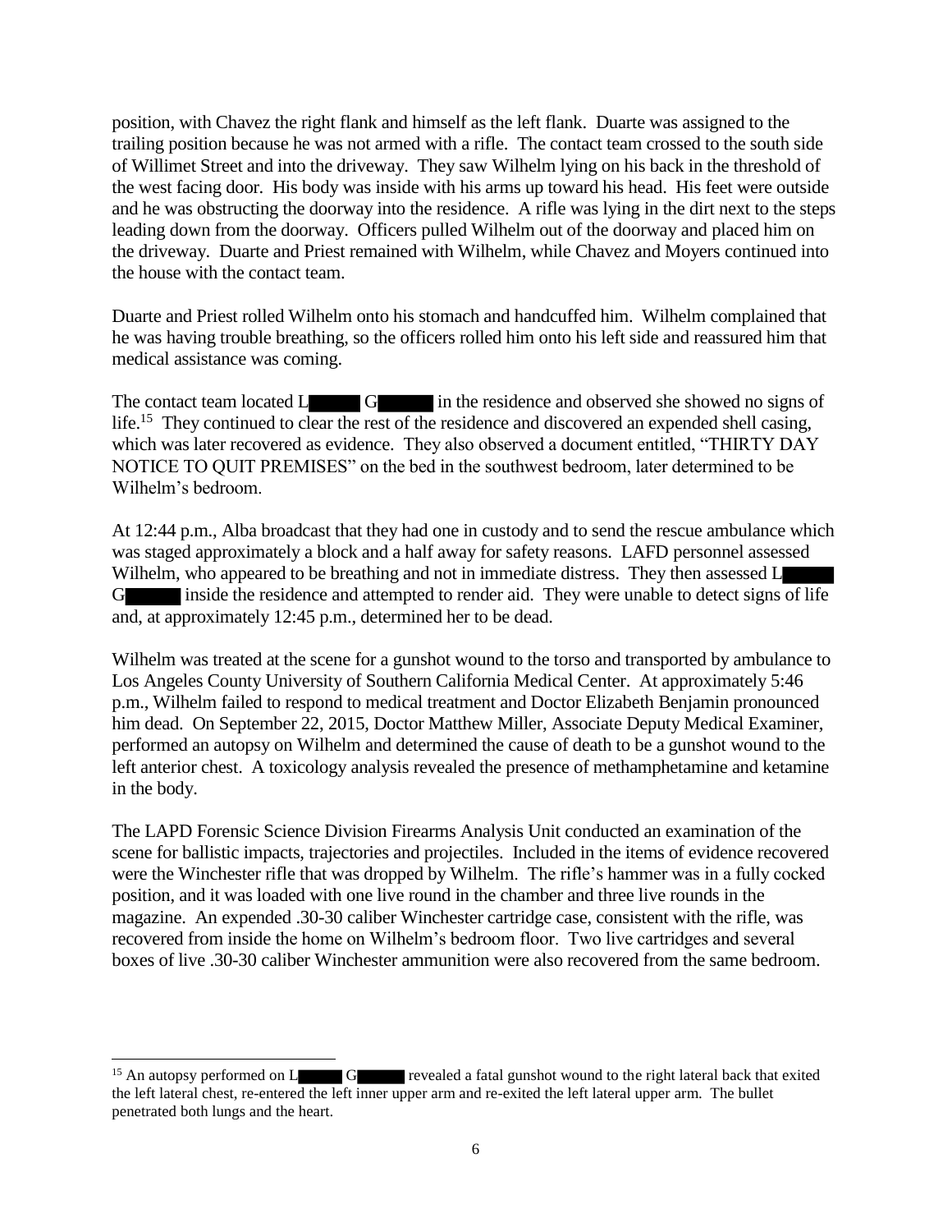position, with Chavez the right flank and himself as the left flank. Duarte was assigned to the trailing position because he was not armed with a rifle. The contact team crossed to the south side of Willimet Street and into the driveway. They saw Wilhelm lying on his back in the threshold of the west facing door. His body was inside with his arms up toward his head. His feet were outside and he was obstructing the doorway into the residence. A rifle was lying in the dirt next to the steps leading down from the doorway. Officers pulled Wilhelm out of the doorway and placed him on the driveway. Duarte and Priest remained with Wilhelm, while Chavez and Moyers continued into the house with the contact team.

Duarte and Priest rolled Wilhelm onto his stomach and handcuffed him. Wilhelm complained that he was having trouble breathing, so the officers rolled him onto his left side and reassured him that medical assistance was coming.

The contact team located L████ G████ in the residence and observed she showed no signs of life.[15] They continued to clear the rest of the residence and discovered an expended shell casing, which was later recovered as evidence. They also observed a document entitled, "THIRTY DAY NOTICE TO QUIT PREMISES" on the bed in the southwest bedroom, later determined to be Wilhelm's bedroom.

At 12:44 p.m., Alba broadcast that they had one in custody and to send the rescue ambulance which was staged approximately a block and a half away for safety reasons. LAFD personnel assessed Wilhelm, who appeared to be breathing and not in immediate distress. They then assessed L████ G████ inside the residence and attempted to render aid. They were unable to detect signs of life and, at approximately 12:45 p.m., determined her to be dead.

Wilhelm was treated at the scene for a gunshot wound to the torso and transported by ambulance to Los Angeles County University of Southern California Medical Center. At approximately 5:46 p.m., Wilhelm failed to respond to medical treatment and Doctor Elizabeth Benjamin pronounced him dead. On September 22, 2015, Doctor Matthew Miller, Associate Deputy Medical Examiner, performed an autopsy on Wilhelm and determined the cause of death to be a gunshot wound to the left anterior chest. A toxicology analysis revealed the presence of methamphetamine and ketamine in the body.

The LAPD Forensic Science Division Firearms Analysis Unit conducted an examination of the scene for ballistic impacts, trajectories and projectiles. Included in the items of evidence recovered were the Winchester rifle that was dropped by Wilhelm. The rifle's hammer was in a fully cocked position, and it was loaded with one live round in the chamber and three live rounds in the magazine. An expended .30-30 caliber Winchester cartridge case, consistent with the rifle, was recovered from inside the home on Wilhelm's bedroom floor. Two live cartridges and several boxes of live .30-30 caliber Winchester ammunition were also recovered from the same bedroom.

---

[15] An autopsy performed on L████ G████ revealed a fatal gunshot wound to the right lateral back that exited the left lateral chest, re-entered the left inner upper arm and re-exited the left lateral upper arm. The bullet penetrated both lungs and the heart.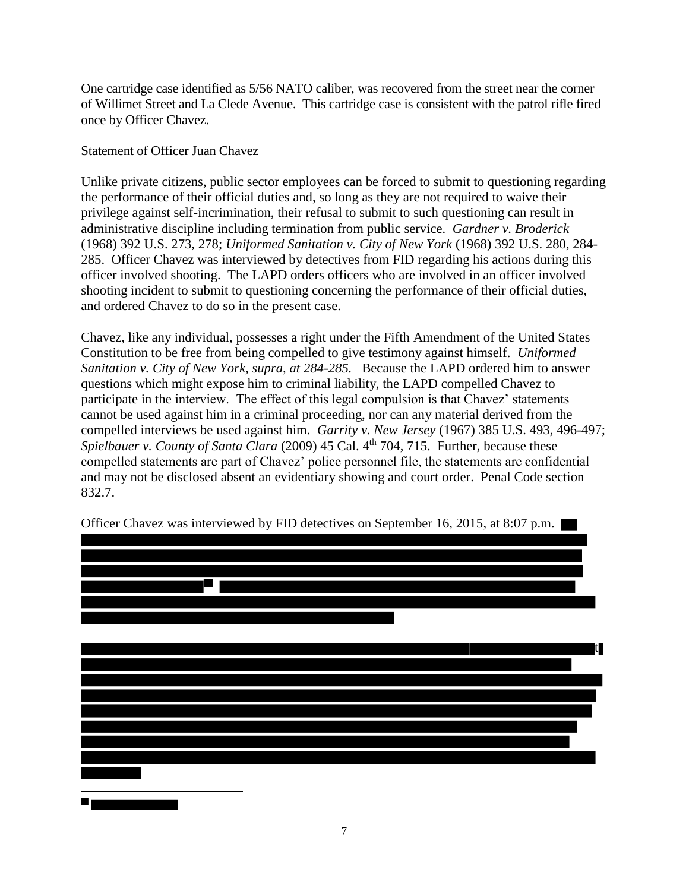One cartridge case identified as 5/56 NATO caliber, was recovered from the street near the corner of Willimet Street and La Clede Avenue. This cartridge case is consistent with the patrol rifle fired once by Officer Chavez.

Statement of Officer Juan Chavez

Unlike private citizens, public sector employees can be forced to submit to questioning regarding the performance of their official duties and, so long as they are not required to waive their privilege against self-incrimination, their refusal to submit to such questioning can result in administrative discipline including termination from public service. *Gardner v. Broderick* (1968) 392 U.S. 273, 278; *Uniformed Sanitation v. City of New York* (1968) 392 U.S. 280, 284-285. Officer Chavez was interviewed by detectives from FID regarding his actions during this officer involved shooting. The LAPD orders officers who are involved in an officer involved shooting incident to submit to questioning concerning the performance of their official duties, and ordered Chavez to do so in the present case.

Chavez, like any individual, possesses a right under the Fifth Amendment of the United States Constitution to be free from being compelled to give testimony against himself. *Uniformed Sanitation v. City of New York, supra, at 284-285.* Because the LAPD ordered him to answer questions which might expose him to criminal liability, the LAPD compelled Chavez to participate in the interview. The effect of this legal compulsion is that Chavez' statements cannot be used against him in a criminal proceeding, nor can any material derived from the compelled interviews be used against him. *Garrity v. New Jersey* (1967) 385 U.S. 493, 496-497; *Spielbauer v. County of Santa Clara* (2009) 45 Cal. 4th 704, 715. Further, because these compelled statements are part of Chavez' police personnel file, the statements are confidential and may not be disclosed absent an evidentiary showing and court order. Penal Code section 832.7.

Officer Chavez was interviewed by FID detectives on September 16, 2015, at 8:07 p.m. [REDACTED]

[REDACTED]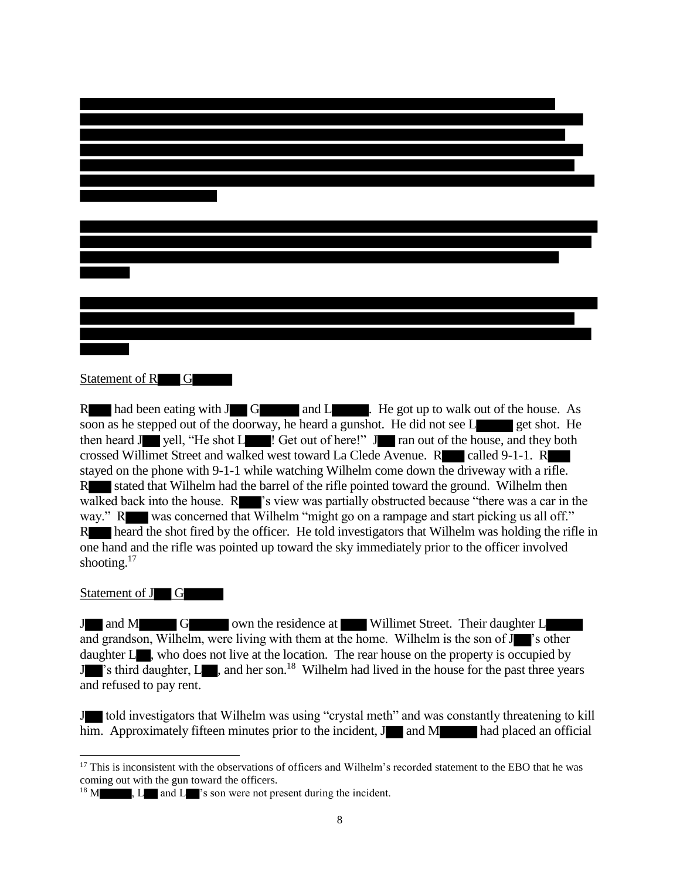Statement of R G

R had been eating with J G and L. He got up to walk out of the house. As soon as he stepped out of the doorway, he heard a gunshot. He did not see L get shot. He then heard J yell, "He shot L! Get out of here!" J ran out of the house, and they both crossed Willimet Street and walked west toward La Clede Avenue. R called 9-1-1. R stayed on the phone with 9-1-1 while watching Wilhelm come down the driveway with a rifle. R stated that Wilhelm had the barrel of the rifle pointed toward the ground. Wilhelm then walked back into the house. R's view was partially obstructed because "there was a car in the way." R was concerned that Wilhelm "might go on a rampage and start picking us all off." R heard the shot fired by the officer. He told investigators that Wilhelm was holding the rifle in one hand and the rifle was pointed up toward the sky immediately prior to the officer involved shooting.[17]

Statement of J G

J and M G own the residence at Willimet Street. Their daughter L and grandson, Wilhelm, were living with them at the home. Wilhelm is the son of J's other daughter L, who does not live at the location. The rear house on the property is occupied by J's third daughter, L, and her son.[18] Wilhelm had lived in the house for the past three years and refused to pay rent.

J told investigators that Wilhelm was using "crystal meth" and was constantly threatening to kill him. Approximately fifteen minutes prior to the incident, J and M had placed an official

[17] This is inconsistent with the observations of officers and Wilhelm's recorded statement to the EBO that he was coming out with the gun toward the officers.

[18] M, L and L's son were not present during the incident.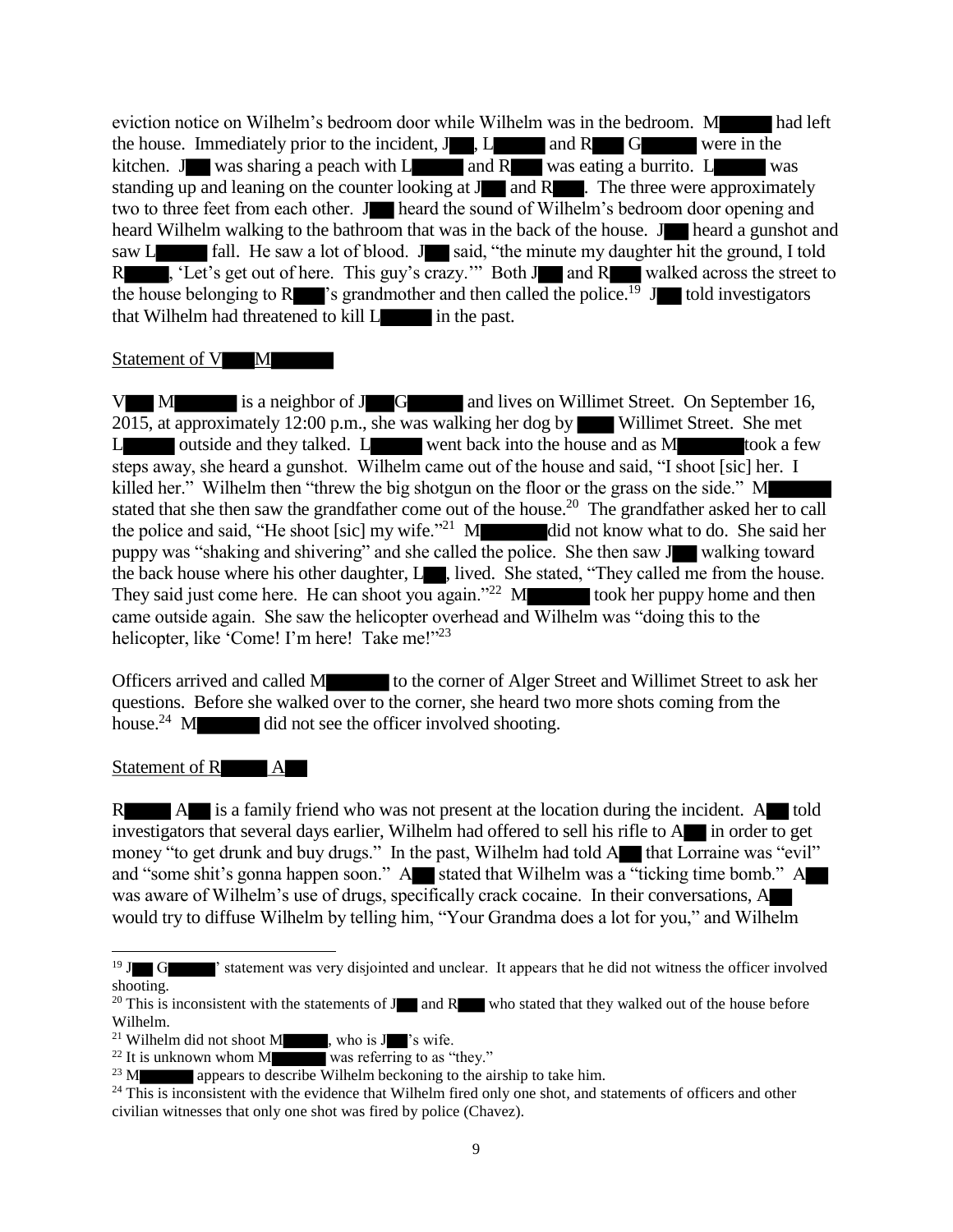eviction notice on Wilhelm's bedroom door while Wilhelm was in the bedroom. M██████ had left the house. Immediately prior to the incident, J███, L██████ and R███ G██████ were in the kitchen. J███ was sharing a peach with L██████ and R███ was eating a burrito. L██████ was standing up and leaning on the counter looking at J███ and R███. The three were approximately two to three feet from each other. J███ heard the sound of Wilhelm's bedroom door opening and heard Wilhelm walking to the bathroom that was in the back of the house. J███ heard a gunshot and saw L██████ fall. He saw a lot of blood. J███ said, "the minute my daughter hit the ground, I told R█████, 'Let's get out of here. This guy's crazy.'" Both J███ and R███ walked across the street to the house belonging to R███'s grandmother and then called the police.[19] J███ told investigators that Wilhelm had threatened to kill L██████ in the past.

Statement of V███ M███████

V███ M███████ is a neighbor of J███ G██████ and lives on Willimet Street. On September 16, 2015, at approximately 12:00 p.m., she was walking her dog by ████ Willimet Street. She met L██████ outside and they talked. L██████ went back into the house and as M███████ took a few steps away, she heard a gunshot. Wilhelm came out of the house and said, "I shoot [sic] her. I killed her." Wilhelm then "threw the big shotgun on the floor or the grass on the side." M███████ stated that she then saw the grandfather come out of the house.[20] The grandfather asked her to call the police and said, "He shoot [sic] my wife."[21] M███████ did not know what to do. She said her puppy was "shaking and shivering" and she called the police. She then saw J███ walking toward the back house where his other daughter, L███, lived. She stated, "They called me from the house. They said just come here. He can shoot you again."[22] M███████ took her puppy home and then came outside again. She saw the helicopter overhead and Wilhelm was "doing this to the helicopter, like 'Come! I'm here! Take me!"[23]

Officers arrived and called M███████ to the corner of Alger Street and Willimet Street to ask her questions. Before she walked over to the corner, she heard two more shots coming from the house.[24] M███████ did not see the officer involved shooting.

Statement of R█████ A███

R█████ A███ is a family friend who was not present at the location during the incident. A███ told investigators that several days earlier, Wilhelm had offered to sell his rifle to A███ in order to get money "to get drunk and buy drugs." In the past, Wilhelm had told A███ that Lorraine was "evil" and "some shit's gonna happen soon." A███ stated that Wilhelm was a "ticking time bomb." A███ was aware of Wilhelm's use of drugs, specifically crack cocaine. In their conversations, A███ would try to diffuse Wilhelm by telling him, "Your Grandma does a lot for you," and Wilhelm

---

[19] J███ G██████' statement was very disjointed and unclear. It appears that he did not witness the officer involved shooting.

[20] This is inconsistent with the statements of J███ and R███ who stated that they walked out of the house before Wilhelm.

[21] Wilhelm did not shoot M██████, who is J███'s wife.

[22] It is unknown whom M███████ was referring to as "they."

[23] M███████ appears to describe Wilhelm beckoning to the airship to take him.

[24] This is inconsistent with the evidence that Wilhelm fired only one shot, and statements of officers and other civilian witnesses that only one shot was fired by police (Chavez).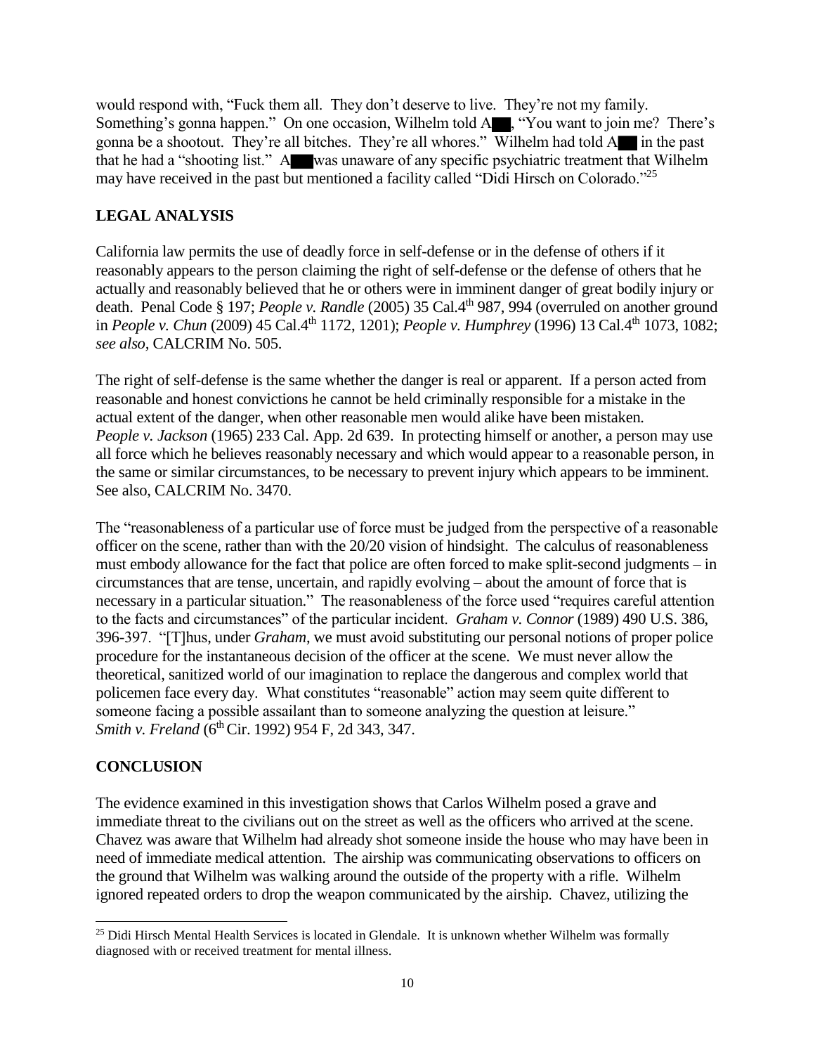would respond with, "Fuck them all. They don't deserve to live. They're not my family. Something's gonna happen." On one occasion, Wilhelm told A███, "You want to join me? There's gonna be a shootout. They're all bitches. They're all whores." Wilhelm had told A███ in the past that he had a "shooting list." A███ was unaware of any specific psychiatric treatment that Wilhelm may have received in the past but mentioned a facility called "Didi Hirsch on Colorado."[25]

## LEGAL ANALYSIS

California law permits the use of deadly force in self-defense or in the defense of others if it reasonably appears to the person claiming the right of self-defense or the defense of others that he actually and reasonably believed that he or others were in imminent danger of great bodily injury or death. Penal Code § 197; *People v. Randle* (2005) 35 Cal.4th 987, 994 (overruled on another ground in *People v. Chun* (2009) 45 Cal.4th 1172, 1201); *People v. Humphrey* (1996) 13 Cal.4th 1073, 1082; *see also,* CALCRIM No. 505.

The right of self-defense is the same whether the danger is real or apparent. If a person acted from reasonable and honest convictions he cannot be held criminally responsible for a mistake in the actual extent of the danger, when other reasonable men would alike have been mistaken. *People v. Jackson* (1965) 233 Cal. App. 2d 639. In protecting himself or another, a person may use all force which he believes reasonably necessary and which would appear to a reasonable person, in the same or similar circumstances, to be necessary to prevent injury which appears to be imminent. See also, CALCRIM No. 3470.

The "reasonableness of a particular use of force must be judged from the perspective of a reasonable officer on the scene, rather than with the 20/20 vision of hindsight. The calculus of reasonableness must embody allowance for the fact that police are often forced to make split-second judgments – in circumstances that are tense, uncertain, and rapidly evolving – about the amount of force that is necessary in a particular situation." The reasonableness of the force used "requires careful attention to the facts and circumstances" of the particular incident. *Graham v. Connor* (1989) 490 U.S. 386, 396-397. "[T]hus, under *Graham*, we must avoid substituting our personal notions of proper police procedure for the instantaneous decision of the officer at the scene. We must never allow the theoretical, sanitized world of our imagination to replace the dangerous and complex world that policemen face every day. What constitutes "reasonable" action may seem quite different to someone facing a possible assailant than to someone analyzing the question at leisure." *Smith v. Freland* (6th Cir. 1992) 954 F, 2d 343, 347.

## CONCLUSION

The evidence examined in this investigation shows that Carlos Wilhelm posed a grave and immediate threat to the civilians out on the street as well as the officers who arrived at the scene. Chavez was aware that Wilhelm had already shot someone inside the house who may have been in need of immediate medical attention. The airship was communicating observations to officers on the ground that Wilhelm was walking around the outside of the property with a rifle. Wilhelm ignored repeated orders to drop the weapon communicated by the airship. Chavez, utilizing the

[25] Didi Hirsch Mental Health Services is located in Glendale. It is unknown whether Wilhelm was formally diagnosed with or received treatment for mental illness.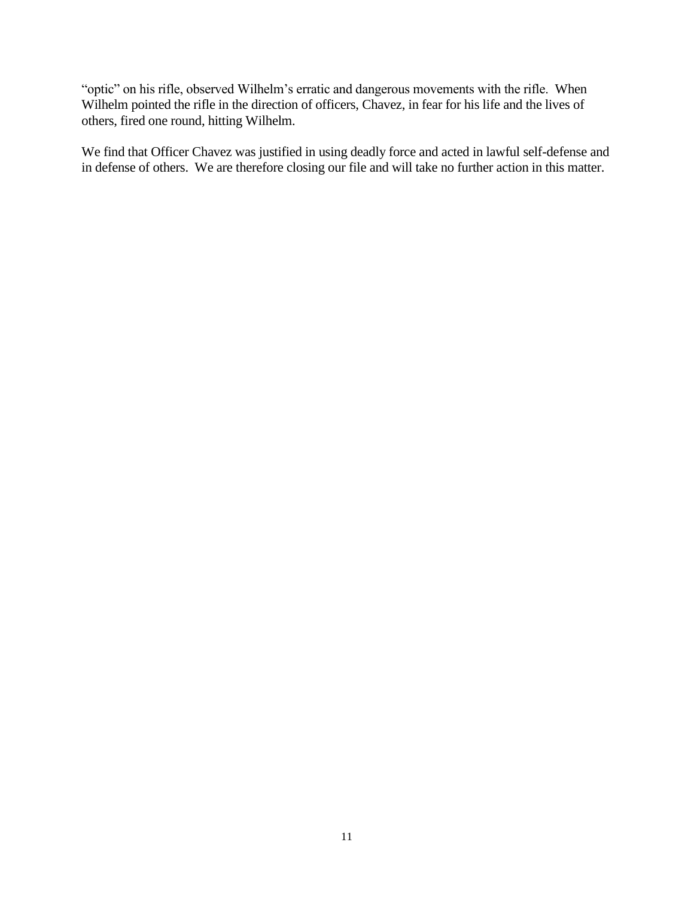"optic" on his rifle, observed Wilhelm's erratic and dangerous movements with the rifle. When Wilhelm pointed the rifle in the direction of officers, Chavez, in fear for his life and the lives of others, fired one round, hitting Wilhelm.

We find that Officer Chavez was justified in using deadly force and acted in lawful self-defense and in defense of others. We are therefore closing our file and will take no further action in this matter.